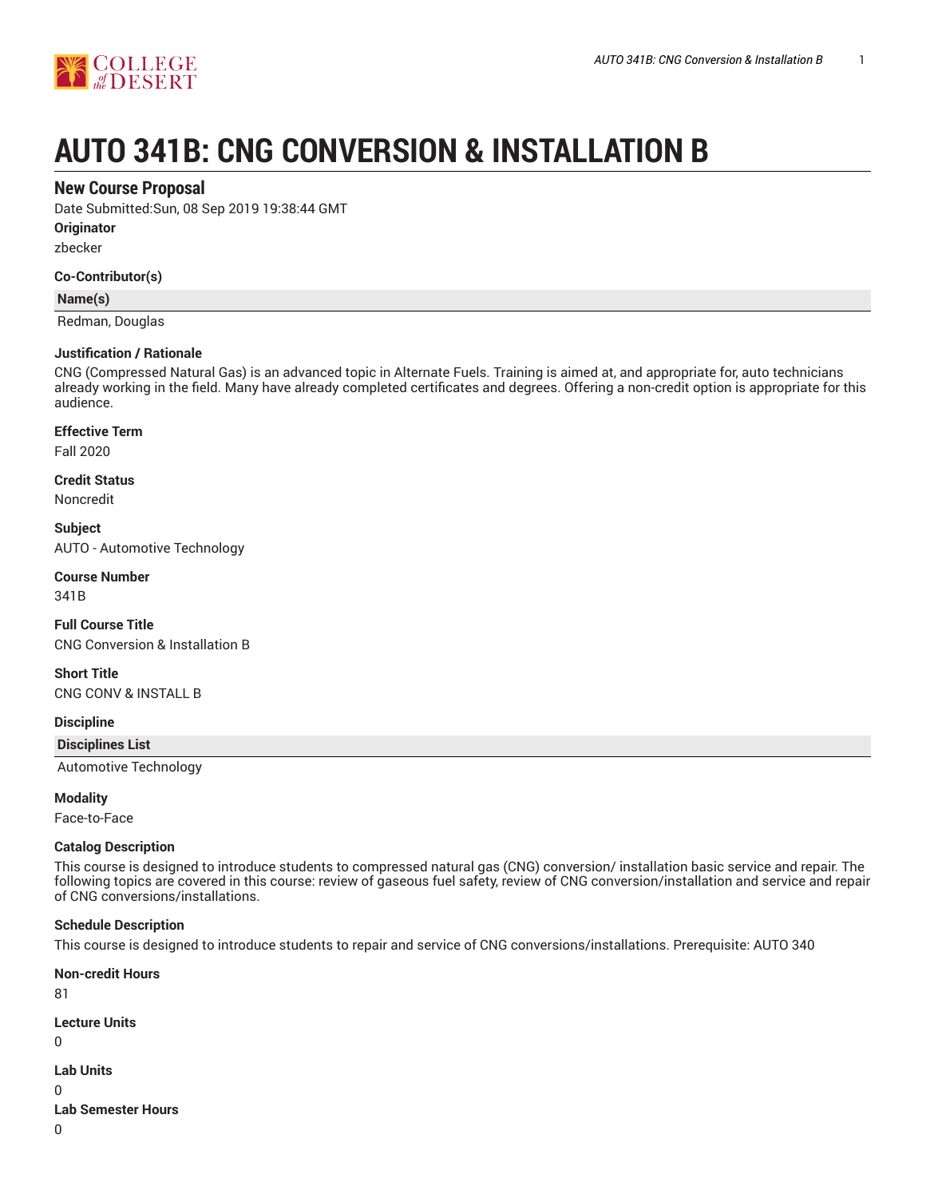# AUTO 341B: CNG CONVERSION & INSTALLATION B

## New Course Proposal

Date Submitted:Sun, 08 Sep 2019 19:38:44 GMT

**Originator**

zbecker

**Co-Contributor(s)**

| Name(s) |
|---|
| Redman, Douglas |

**Justification / Rationale**

CNG (Compressed Natural Gas) is an advanced topic in Alternate Fuels. Training is aimed at, and appropriate for, auto technicians already working in the field. Many have already completed certificates and degrees. Offering a non-credit option is appropriate for this audience.

**Effective Term**

Fall 2020

**Credit Status**

Noncredit

**Subject**

AUTO - Automotive Technology

**Course Number**

341B

**Full Course Title**

CNG Conversion & Installation B

**Short Title**

CNG CONV & INSTALL B

**Discipline**

| Disciplines List |
|---|
| Automotive Technology |

**Modality**

Face-to-Face

**Catalog Description**

This course is designed to introduce students to compressed natural gas (CNG) conversion/ installation basic service and repair. The following topics are covered in this course: review of gaseous fuel safety, review of CNG conversion/installation and service and repair of CNG conversions/installations.

**Schedule Description**

This course is designed to introduce students to repair and service of CNG conversions/installations. Prerequisite: AUTO 340

**Non-credit Hours**

81

**Lecture Units**

0

**Lab Units**

0

**Lab Semester Hours**

0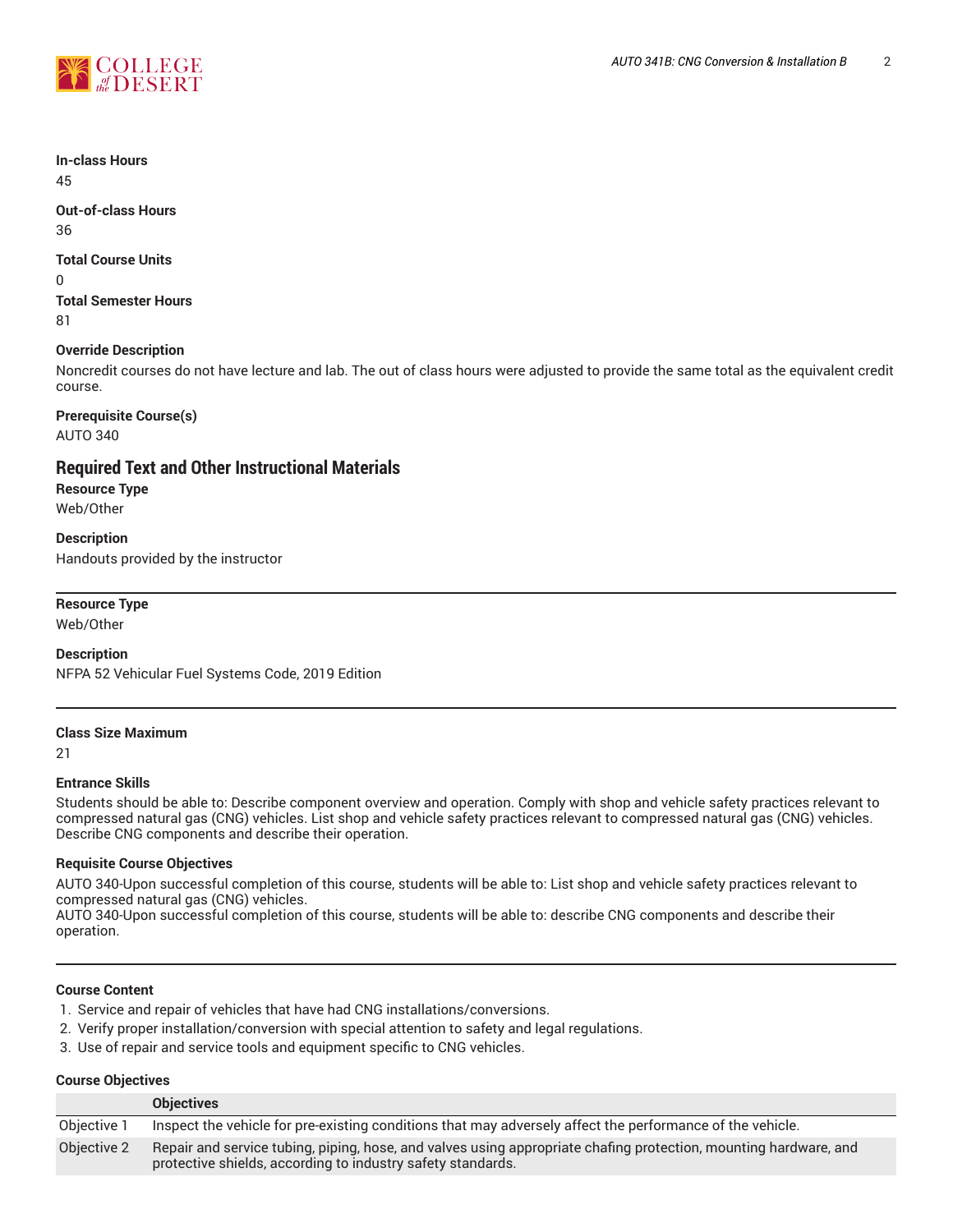**In-class Hours**

45

**Out-of-class Hours**

36

**Total Course Units**

0

**Total Semester Hours**

81

**Override Description**

Noncredit courses do not have lecture and lab. The out of class hours were adjusted to provide the same total as the equivalent credit course.

**Prerequisite Course(s)**

AUTO 340

## Required Text and Other Instructional Materials

**Resource Type**

Web/Other

**Description**

Handouts provided by the instructor

---

**Resource Type**

Web/Other

**Description**

NFPA 52 Vehicular Fuel Systems Code, 2019 Edition

---

**Class Size Maximum**

21

**Entrance Skills**

Students should be able to: Describe component overview and operation. Comply with shop and vehicle safety practices relevant to compressed natural gas (CNG) vehicles. List shop and vehicle safety practices relevant to compressed natural gas (CNG) vehicles. Describe CNG components and describe their operation.

**Requisite Course Objectives**

AUTO 340-Upon successful completion of this course, students will be able to: List shop and vehicle safety practices relevant to compressed natural gas (CNG) vehicles.
AUTO 340-Upon successful completion of this course, students will be able to: describe CNG components and describe their operation.

---

**Course Content**

1. Service and repair of vehicles that have had CNG installations/conversions.
2. Verify proper installation/conversion with special attention to safety and legal regulations.
3. Use of repair and service tools and equipment specific to CNG vehicles.

**Course Objectives**

| | Objectives |
|---|---|
| Objective 1 | Inspect the vehicle for pre-existing conditions that may adversely affect the performance of the vehicle. |
| Objective 2 | Repair and service tubing, piping, hose, and valves using appropriate chafing protection, mounting hardware, and protective shields, according to industry safety standards. |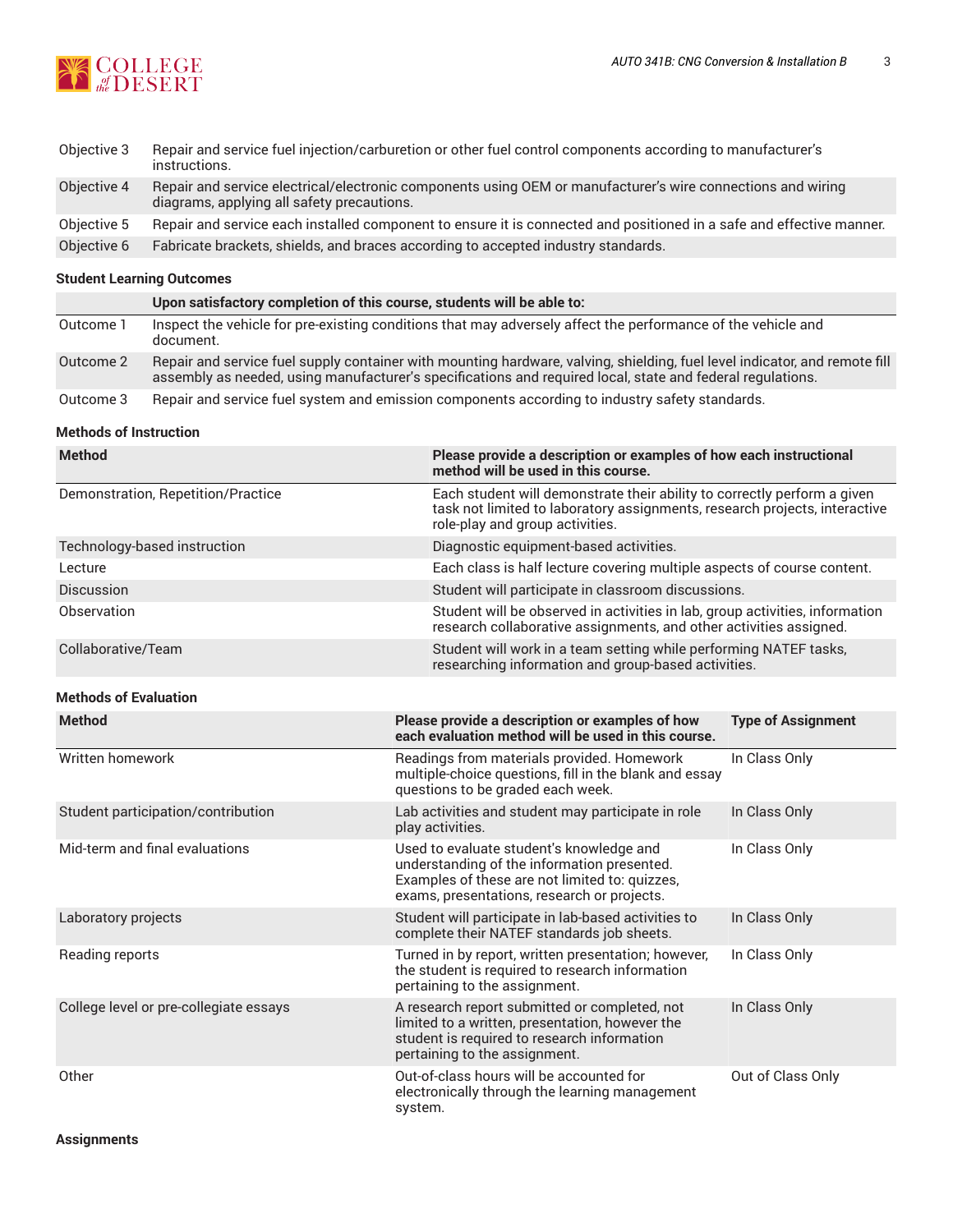| | |
|---|---|
| Objective 3 | Repair and service fuel injection/carburetion or other fuel control components according to manufacturer's instructions. |
| Objective 4 | Repair and service electrical/electronic components using OEM or manufacturer's wire connections and wiring diagrams, applying all safety precautions. |
| Objective 5 | Repair and service each installed component to ensure it is connected and positioned in a safe and effective manner. |
| Objective 6 | Fabricate brackets, shields, and braces according to accepted industry standards. |

### Student Learning Outcomes

| | Upon satisfactory completion of this course, students will be able to: |
|---|---|
| Outcome 1 | Inspect the vehicle for pre-existing conditions that may adversely affect the performance of the vehicle and document. |
| Outcome 2 | Repair and service fuel supply container with mounting hardware, valving, shielding, fuel level indicator, and remote fill assembly as needed, using manufacturer's specifications and required local, state and federal regulations. |
| Outcome 3 | Repair and service fuel system and emission components according to industry safety standards. |

### Methods of Instruction

| Method | Please provide a description or examples of how each instructional method will be used in this course. |
|---|---|
| Demonstration, Repetition/Practice | Each student will demonstrate their ability to correctly perform a given task not limited to laboratory assignments, research projects, interactive role-play and group activities. |
| Technology-based instruction | Diagnostic equipment-based activities. |
| Lecture | Each class is half lecture covering multiple aspects of course content. |
| Discussion | Student will participate in classroom discussions. |
| Observation | Student will be observed in activities in lab, group activities, information research collaborative assignments, and other activities assigned. |
| Collaborative/Team | Student will work in a team setting while performing NATEF tasks, researching information and group-based activities. |

### Methods of Evaluation

| Method | Please provide a description or examples of how each evaluation method will be used in this course. | Type of Assignment |
|---|---|---|
| Written homework | Readings from materials provided. Homework multiple-choice questions, fill in the blank and essay questions to be graded each week. | In Class Only |
| Student participation/contribution | Lab activities and student may participate in role play activities. | In Class Only |
| Mid-term and final evaluations | Used to evaluate student's knowledge and understanding of the information presented. Examples of these are not limited to: quizzes, exams, presentations, research or projects. | In Class Only |
| Laboratory projects | Student will participate in lab-based activities to complete their NATEF standards job sheets. | In Class Only |
| Reading reports | Turned in by report, written presentation; however, the student is required to research information pertaining to the assignment. | In Class Only |
| College level or pre-collegiate essays | A research report submitted or completed, not limited to a written, presentation, however the student is required to research information pertaining to the assignment. | In Class Only |
| Other | Out-of-class hours will be accounted for electronically through the learning management system. | Out of Class Only |

### Assignments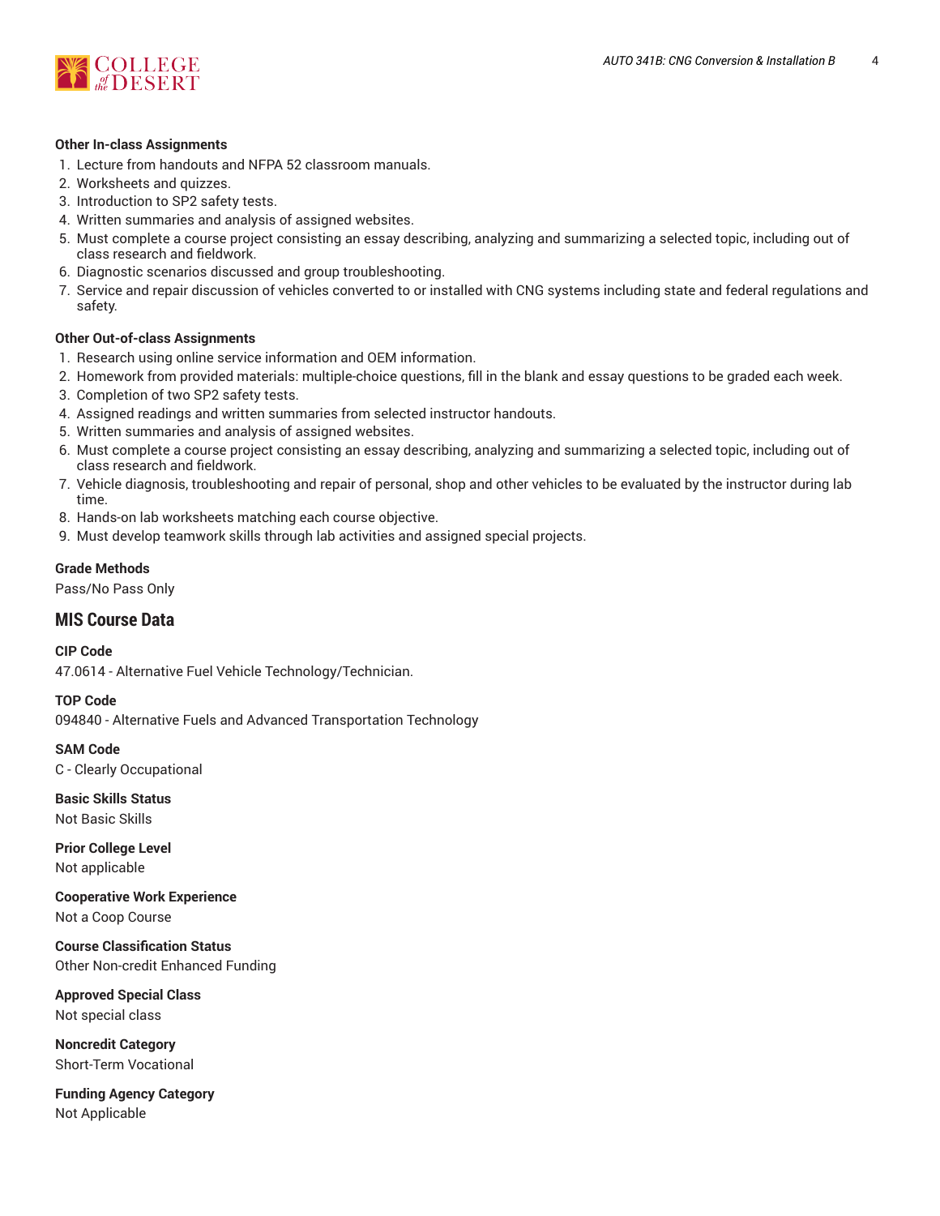**Other In-class Assignments**

1. Lecture from handouts and NFPA 52 classroom manuals.
2. Worksheets and quizzes.
3. Introduction to SP2 safety tests.
4. Written summaries and analysis of assigned websites.
5. Must complete a course project consisting an essay describing, analyzing and summarizing a selected topic, including out of class research and fieldwork.
6. Diagnostic scenarios discussed and group troubleshooting.
7. Service and repair discussion of vehicles converted to or installed with CNG systems including state and federal regulations and safety.

**Other Out-of-class Assignments**

1. Research using online service information and OEM information.
2. Homework from provided materials: multiple-choice questions, fill in the blank and essay questions to be graded each week.
3. Completion of two SP2 safety tests.
4. Assigned readings and written summaries from selected instructor handouts.
5. Written summaries and analysis of assigned websites.
6. Must complete a course project consisting an essay describing, analyzing and summarizing a selected topic, including out of class research and fieldwork.
7. Vehicle diagnosis, troubleshooting and repair of personal, shop and other vehicles to be evaluated by the instructor during lab time.
8. Hands-on lab worksheets matching each course objective.
9. Must develop teamwork skills through lab activities and assigned special projects.

**Grade Methods**

Pass/No Pass Only

## MIS Course Data

**CIP Code**

47.0614 - Alternative Fuel Vehicle Technology/Technician.

**TOP Code**

094840 - Alternative Fuels and Advanced Transportation Technology

**SAM Code**

C - Clearly Occupational

**Basic Skills Status**

Not Basic Skills

**Prior College Level**

Not applicable

**Cooperative Work Experience**

Not a Coop Course

**Course Classification Status**

Other Non-credit Enhanced Funding

**Approved Special Class**

Not special class

**Noncredit Category**

Short-Term Vocational

**Funding Agency Category**

Not Applicable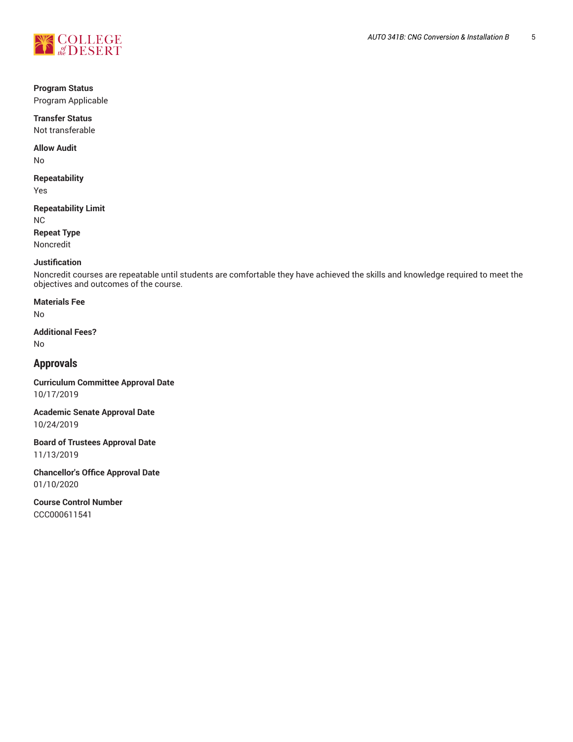**Program Status**
Program Applicable

**Transfer Status**
Not transferable

**Allow Audit**
No

**Repeatability**
Yes

**Repeatability Limit**
NC

**Repeat Type**
Noncredit

**Justification**
Noncredit courses are repeatable until students are comfortable they have achieved the skills and knowledge required to meet the objectives and outcomes of the course.

**Materials Fee**
No

**Additional Fees?**
No

## Approvals

**Curriculum Committee Approval Date**
10/17/2019

**Academic Senate Approval Date**
10/24/2019

**Board of Trustees Approval Date**
11/13/2019

**Chancellor's Office Approval Date**
01/10/2020

**Course Control Number**
CCC000611541